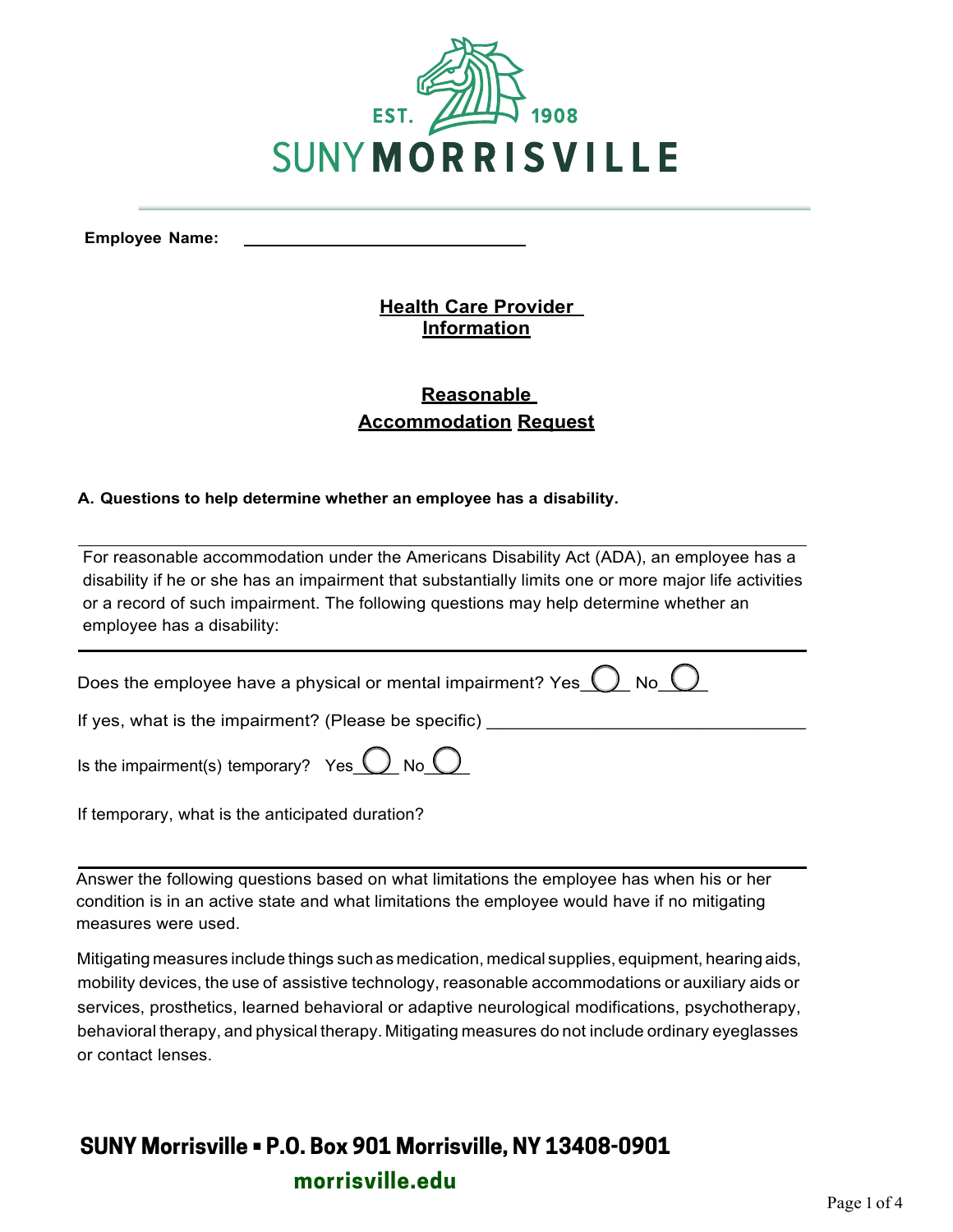**Employee Name:** \_\_\_\_\_\_\_\_\_\_\_\_\_\_\_\_\_\_\_\_\_\_\_\_\_\_\_\_\_\_

## Health Care Provider Information

## Reasonable Accommodation Request

**A. Questions to help determine whether an employee has a disability.**

For reasonable accommodation under the Americans Disability Act (ADA), an employee has a disability if he or she has an impairment that substantially limits one or more major life activities or a record of such impairment. The following questions may help determine whether an employee has a disability:

Does the employee have a physical or mental impairment? Yes ◯ No ◯

If yes, what is the impairment? (Please be specific) \_\_\_\_\_\_\_\_\_\_\_\_\_\_\_\_\_\_\_\_\_\_\_\_\_\_\_\_\_\_

Is the impairment(s) temporary? Yes ◯ No ◯

If temporary, what is the anticipated duration?

Answer the following questions based on what limitations the employee has when his or her condition is in an active state and what limitations the employee would have if no mitigating measures were used.

Mitigating measures include things such as medication, medical supplies, equipment, hearing aids, mobility devices, the use of assistive technology, reasonable accommodations or auxiliary aids or services, prosthetics, learned behavioral or adaptive neurological modifications, psychotherapy, behavioral therapy, and physical therapy. Mitigating measures do not include ordinary eyeglasses or contact lenses.

**SUNY Morrisville ▪ P.O. Box 901 Morrisville, NY 13408-0901**

**morrisville.edu**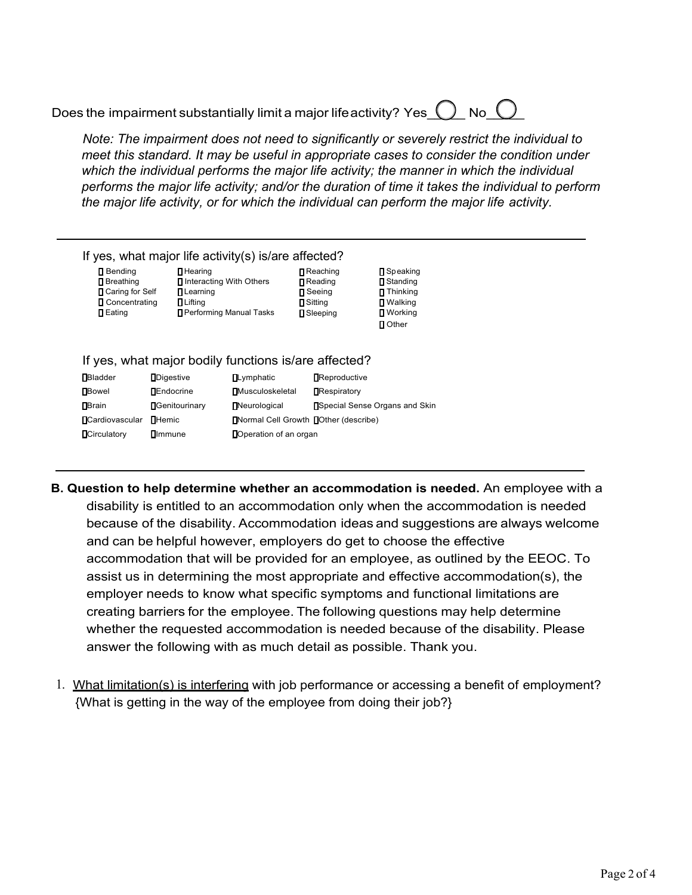Does the impairment substantially limit a major life activity? Yes ◯ No ◯

*Note: The impairment does not need to significantly or severely restrict the individual to meet this standard. It may be useful in appropriate cases to consider the condition under which the individual performs the major life activity; the manner in which the individual performs the major life activity; and/or the duration of time it takes the individual to perform the major life activity, or for which the individual can perform the major life activity.*

---

If yes, what major life activity(s) is/are affected?

| | | | |
|---|---|---|---|
| ☐ Bending | ☐ Hearing | ☐ Reaching | ☐ Speaking |
| ☐ Breathing | ☐ Interacting With Others | ☐ Reading | ☐ Standing |
| ☐ Caring for Self | ☐ Learning | ☐ Seeing | ☐ Thinking |
| ☐ Concentrating | ☐ Lifting | ☐ Sitting | ☐ Walking |
| ☐ Eating | ☐ Performing Manual Tasks | ☐ Sleeping | ☐ Working |
| | | | ☐ Other |

If yes, what major bodily functions is/are affected?

| | | | |
|---|---|---|---|
| ☐ Bladder | ☐ Digestive | ☐ Lymphatic | ☐ Reproductive |
| ☐ Bowel | ☐ Endocrine | ☐ Musculoskeletal | ☐ Respiratory |
| ☐ Brain | ☐ Genitourinary | ☐ Neurological | ☐ Special Sense Organs and Skin |
| ☐ Cardiovascular | ☐ Hemic | ☐ Normal Cell Growth | ☐ Other (describe) |
| ☐ Circulatory | ☐ Immune | ☐ Operation of an organ | |

---

**B. Question to help determine whether an accommodation is needed.** An employee with a disability is entitled to an accommodation only when the accommodation is needed because of the disability. Accommodation ideas and suggestions are always welcome and can be helpful however, employers do get to choose the effective accommodation that will be provided for an employee, as outlined by the EEOC. To assist us in determining the most appropriate and effective accommodation(s), the employer needs to know what specific symptoms and functional limitations are creating barriers for the employee. The following questions may help determine whether the requested accommodation is needed because of the disability. Please answer the following with as much detail as possible. Thank you.

1. <u>What limitation(s) is interfering</u> with job performance or accessing a benefit of employment? {What is getting in the way of the employee from doing their job?}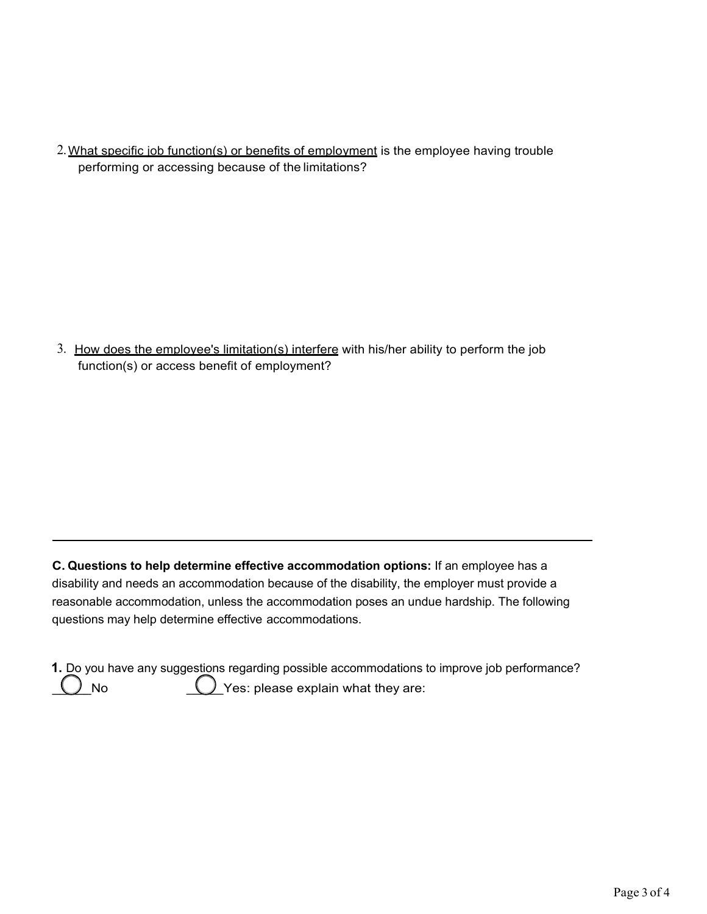2. <u>What specific job function(s) or benefits of employment</u> is the employee having trouble performing or accessing because of the limitations?

3. <u>How does the employee's limitation(s) interfere</u> with his/her ability to perform the job function(s) or access benefit of employment?

---

**C. Questions to help determine effective accommodation options:** If an employee has a disability and needs an accommodation because of the disability, the employer must provide a reasonable accommodation, unless the accommodation poses an undue hardship. The following questions may help determine effective accommodations.

**1.** Do you have any suggestions regarding possible accommodations to improve job performance?

◯ No ◯ Yes: please explain what they are: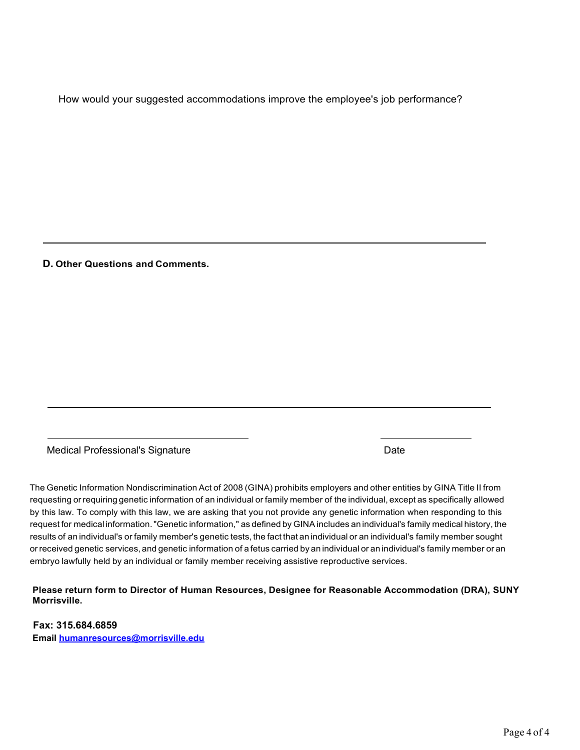How would your suggested accommodations improve the employee's job performance?

---

## D. Other Questions and Comments.

---

Medical Professional's Signature　　　　　　　　　　　　　　　　Date

The Genetic Information Nondiscrimination Act of 2008 (GINA) prohibits employers and other entities by GINA Title II from requesting or requiring genetic information of an individual or family member of the individual, except as specifically allowed by this law. To comply with this law, we are asking that you not provide any genetic information when responding to this request for medical information. "Genetic information," as defined by GINA includes an individual's family medical history, the results of an individual's or family member's genetic tests, the fact that an individual or an individual's family member sought or received genetic services, and genetic information of a fetus carried by an individual or an individual's family member or an embryo lawfully held by an individual or family member receiving assistive reproductive services.

**Please return form to Director of Human Resources, Designee for Reasonable Accommodation (DRA), SUNY Morrisville.**

**Fax: 315.684.6859**
**Email [humanresources@morrisville.edu](mailto:humanresources@morrisville.edu)**